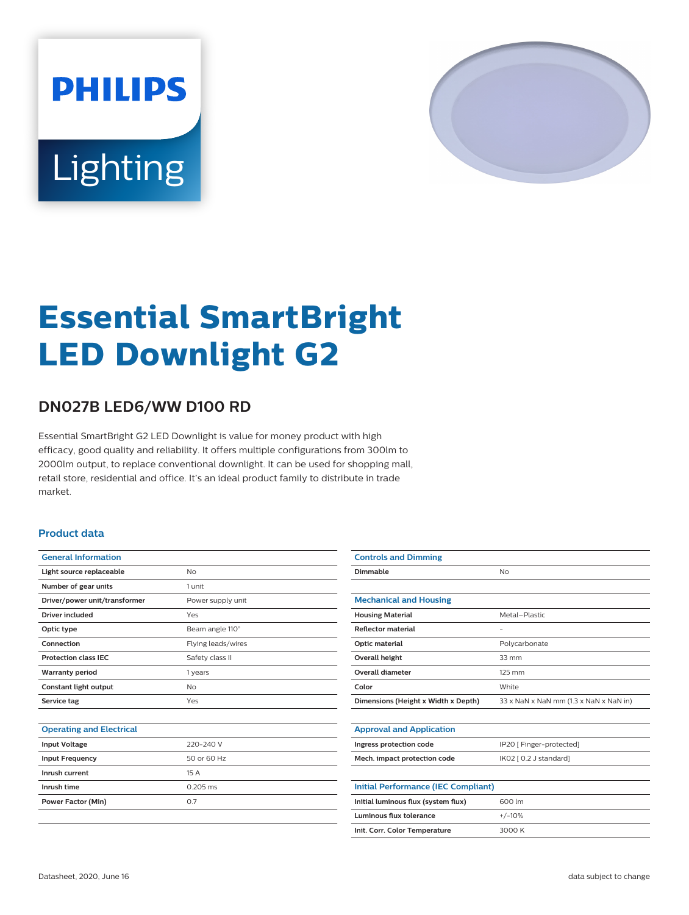PHILIPS

Lighting

# Essential SmartBright LED Downlight G2

## DN027B LED6/WW D100 RD

Essential SmartBright G2 LED Downlight is value for money product with high efficacy, good quality and reliability. It offers multiple configurations from 300lm to 2000lm output, to replace conventional downlight. It can be used for shopping mall, retail store, residential and office. It's an ideal product family to distribute in trade market.

### Product data

| General Information | |
|---|---|
| Light source replaceable | No |
| Number of gear units | 1 unit |
| Driver/power unit/transformer | Power supply unit |
| Driver included | Yes |
| Optic type | Beam angle 110° |
| Connection | Flying leads/wires |
| Protection class IEC | Safety class II |
| Warranty period | 1 years |
| Constant light output | No |
| Service tag | Yes |

| Operating and Electrical | |
|---|---|
| Input Voltage | 220-240 V |
| Input Frequency | 50 or 60 Hz |
| Inrush current | 15 A |
| Inrush time | 0.205 ms |
| Power Factor (Min) | 0.7 |

| Controls and Dimming | |
|---|---|
| Dimmable | No |

| Mechanical and Housing | |
|---|---|
| Housing Material | Metal-Plastic |
| Reflector material | - |
| Optic material | Polycarbonate |
| Overall height | 33 mm |
| Overall diameter | 125 mm |
| Color | White |
| Dimensions (Height x Width x Depth) | 33 x NaN x NaN mm (1.3 x NaN x NaN in) |

| Approval and Application | |
|---|---|
| Ingress protection code | IP20 [ Finger-protected] |
| Mech. impact protection code | IK02 [ 0.2 J standard] |

| Initial Performance (IEC Compliant) | |
|---|---|
| Initial luminous flux (system flux) | 600 lm |
| Luminous flux tolerance | +/-10% |
| Init. Corr. Color Temperature | 3000 K |

Datasheet, 2020, June 16

data subject to change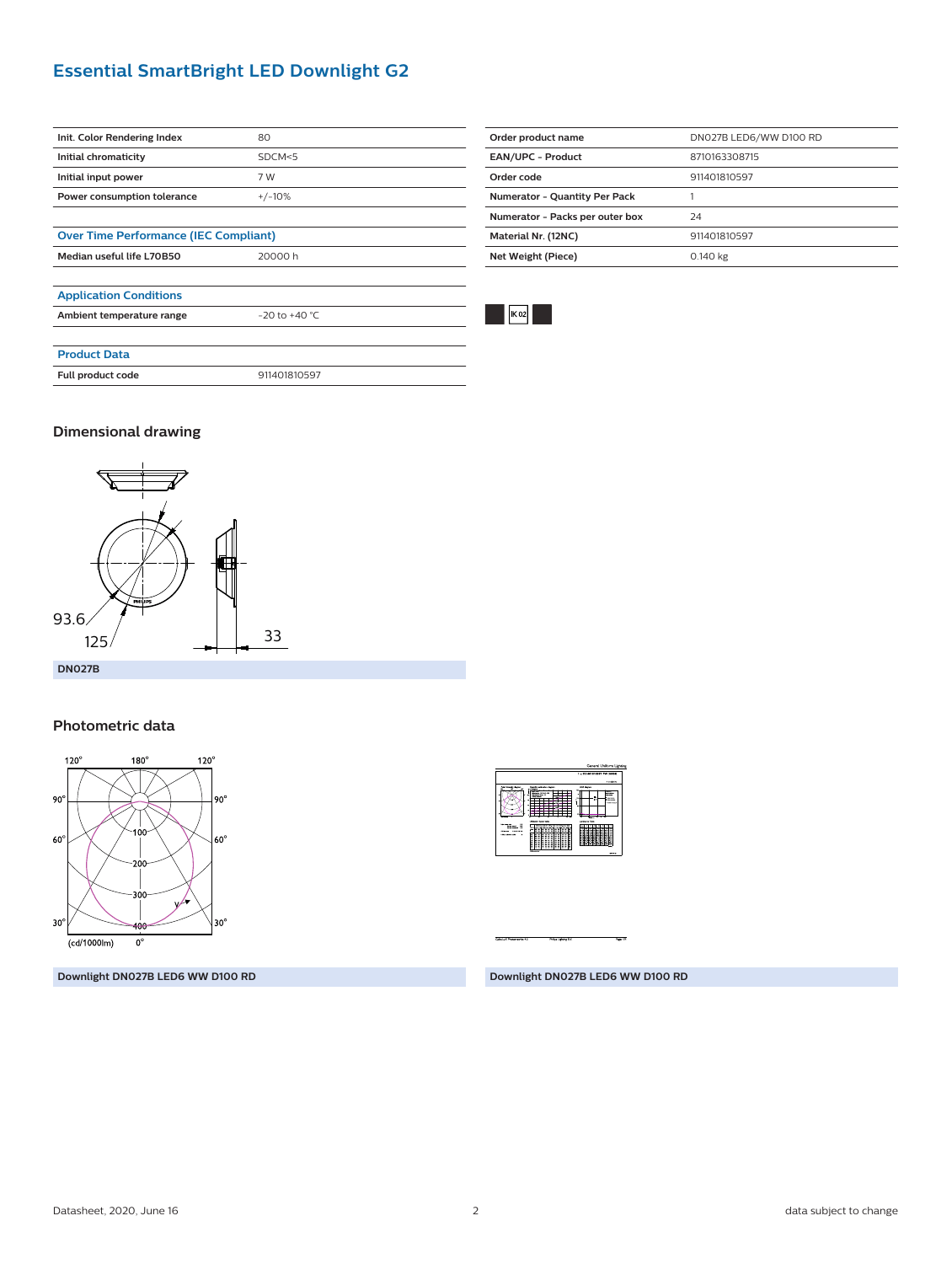# Essential SmartBright LED Downlight G2

| | |
|---|---|
| **Init. Color Rendering Index** | 80 |
| **Initial chromaticity** | SDCM<5 |
| **Initial input power** | 7 W |
| **Power consumption tolerance** | +/-10% |

### Over Time Performance (IEC Compliant)

| | |
|---|---|
| **Median useful life L70B50** | 20000 h |

### Application Conditions

| | |
|---|---|
| **Ambient temperature range** | -20 to +40 °C |

### Product Data

| | |
|---|---|
| **Full product code** | 911401810597 |
| **Order product name** | DN027B LED6/WW D100 RD |
| **EAN/UPC - Product** | 8710163308715 |
| **Order code** | 911401810597 |
| **Numerator - Quantity Per Pack** | 1 |
| **Numerator - Packs per outer box** | 24 |
| **Material Nr. (12NC)** | 911401810597 |
| **Net Weight (Piece)** | 0.140 kg |

IK 02

## Dimensional drawing

93.6

125

33

**DN027B**

## Photometric data

**Downlight DN027B LED6 WW D100 RD**

**Downlight DN027B LED6 WW D100 RD**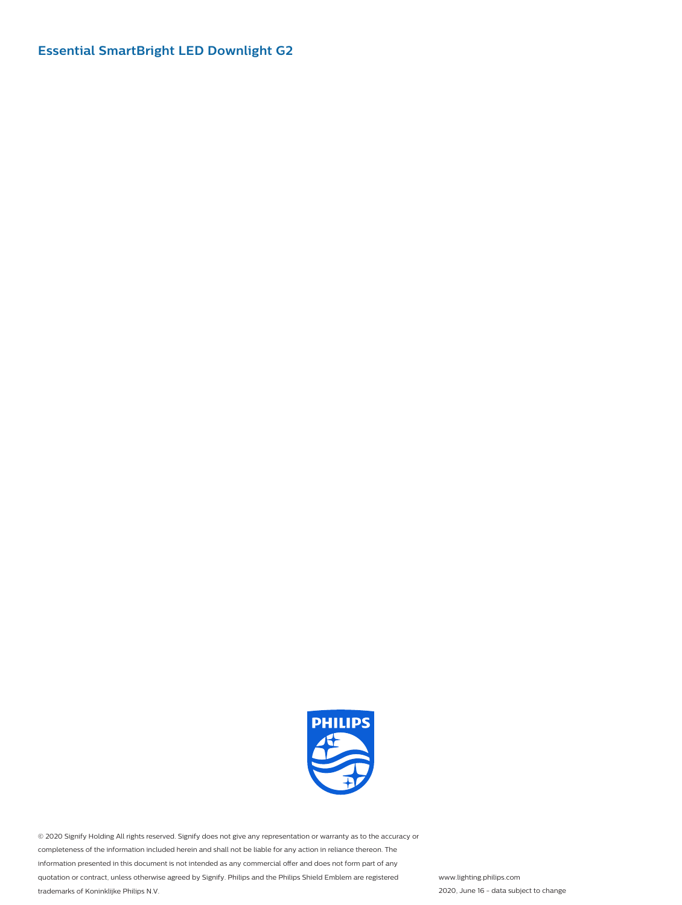Essential SmartBright LED Downlight G2

© 2020 Signify Holding All rights reserved. Signify does not give any representation or warranty as to the accuracy or completeness of the information included herein and shall not be liable for any action in reliance thereon. The information presented in this document is not intended as any commercial offer and does not form part of any quotation or contract, unless otherwise agreed by Signify. Philips and the Philips Shield Emblem are registered trademarks of Koninklijke Philips N.V.

www.lighting.philips.com

2020, June 16 - data subject to change